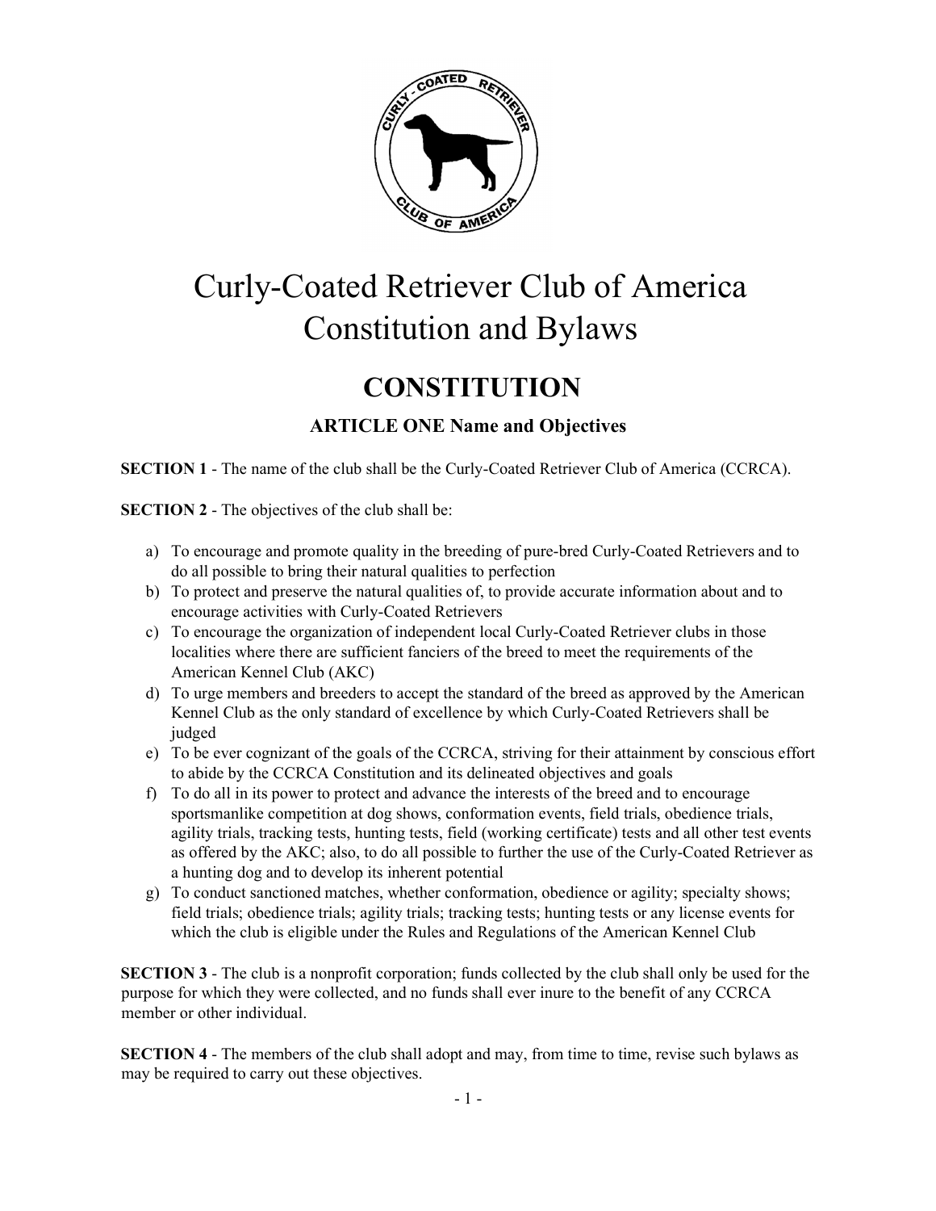# Curly-Coated Retriever Club of America Constitution and Bylaws

## CONSTITUTION

### ARTICLE ONE Name and Objectives

**SECTION 1** - The name of the club shall be the Curly-Coated Retriever Club of America (CCRCA).

**SECTION 2** - The objectives of the club shall be:

a) To encourage and promote quality in the breeding of pure-bred Curly-Coated Retrievers and to do all possible to bring their natural qualities to perfection
b) To protect and preserve the natural qualities of, to provide accurate information about and to encourage activities with Curly-Coated Retrievers
c) To encourage the organization of independent local Curly-Coated Retriever clubs in those localities where there are sufficient fanciers of the breed to meet the requirements of the American Kennel Club (AKC)
d) To urge members and breeders to accept the standard of the breed as approved by the American Kennel Club as the only standard of excellence by which Curly-Coated Retrievers shall be judged
e) To be ever cognizant of the goals of the CCRCA, striving for their attainment by conscious effort to abide by the CCRCA Constitution and its delineated objectives and goals
f) To do all in its power to protect and advance the interests of the breed and to encourage sportsmanlike competition at dog shows, conformation events, field trials, obedience trials, agility trials, tracking tests, hunting tests, field (working certificate) tests and all other test events as offered by the AKC; also, to do all possible to further the use of the Curly-Coated Retriever as a hunting dog and to develop its inherent potential
g) To conduct sanctioned matches, whether conformation, obedience or agility; specialty shows; field trials; obedience trials; agility trials; tracking tests; hunting tests or any license events for which the club is eligible under the Rules and Regulations of the American Kennel Club

**SECTION 3** - The club is a nonprofit corporation; funds collected by the club shall only be used for the purpose for which they were collected, and no funds shall ever inure to the benefit of any CCRCA member or other individual.

**SECTION 4** - The members of the club shall adopt and may, from time to time, revise such bylaws as may be required to carry out these objectives.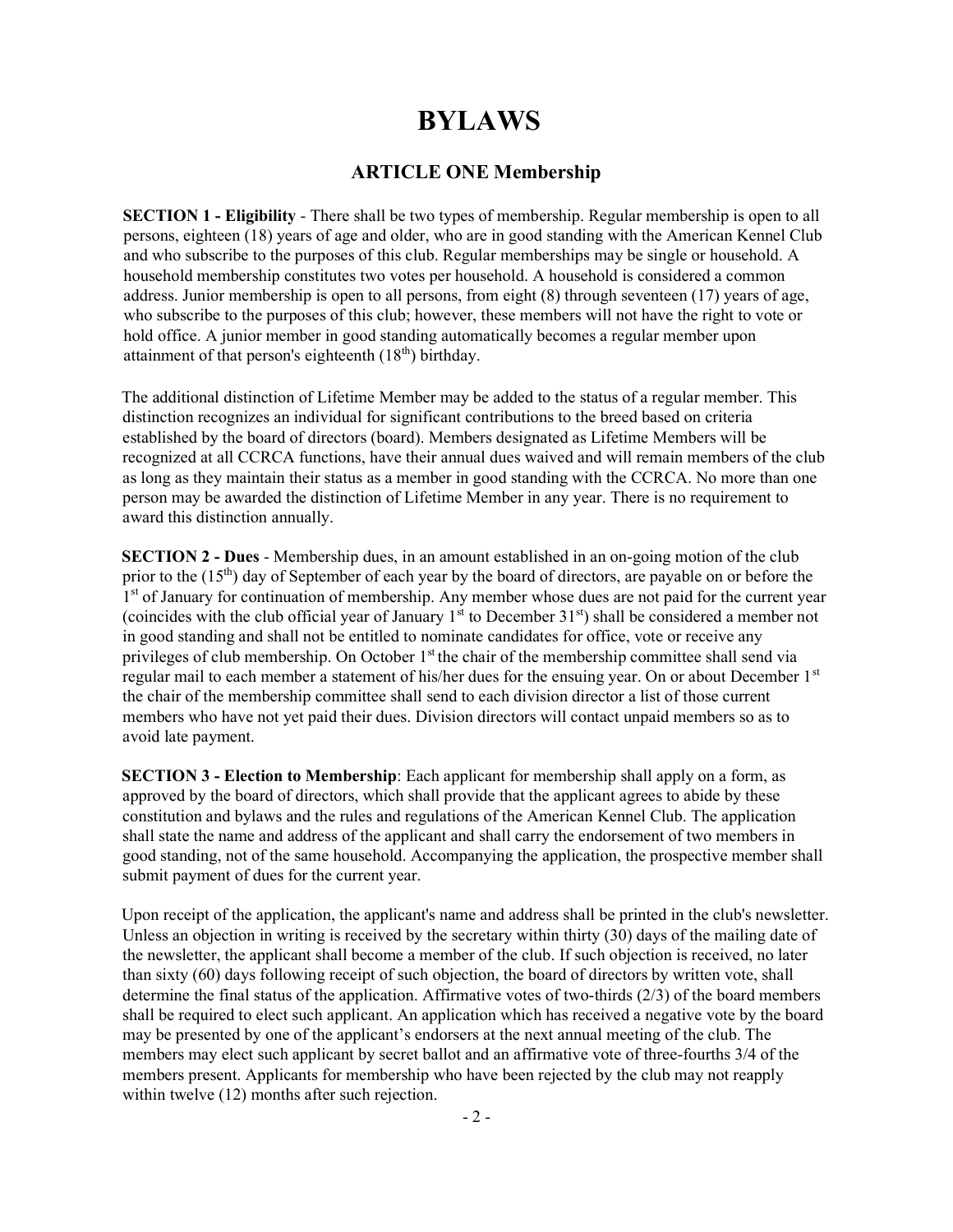# BYLAWS

## ARTICLE ONE Membership

**SECTION 1 - Eligibility** - There shall be two types of membership. Regular membership is open to all persons, eighteen (18) years of age and older, who are in good standing with the American Kennel Club and who subscribe to the purposes of this club. Regular memberships may be single or household. A household membership constitutes two votes per household. A household is considered a common address. Junior membership is open to all persons, from eight (8) through seventeen (17) years of age, who subscribe to the purposes of this club; however, these members will not have the right to vote or hold office. A junior member in good standing automatically becomes a regular member upon attainment of that person's eighteenth (18th) birthday.

The additional distinction of Lifetime Member may be added to the status of a regular member. This distinction recognizes an individual for significant contributions to the breed based on criteria established by the board of directors (board). Members designated as Lifetime Members will be recognized at all CCRCA functions, have their annual dues waived and will remain members of the club as long as they maintain their status as a member in good standing with the CCRCA. No more than one person may be awarded the distinction of Lifetime Member in any year. There is no requirement to award this distinction annually.

**SECTION 2 - Dues** - Membership dues, in an amount established in an on-going motion of the club prior to the (15th) day of September of each year by the board of directors, are payable on or before the 1st of January for continuation of membership. Any member whose dues are not paid for the current year (coincides with the club official year of January 1st to December 31st) shall be considered a member not in good standing and shall not be entitled to nominate candidates for office, vote or receive any privileges of club membership. On October 1st the chair of the membership committee shall send via regular mail to each member a statement of his/her dues for the ensuing year. On or about December 1st the chair of the membership committee shall send to each division director a list of those current members who have not yet paid their dues. Division directors will contact unpaid members so as to avoid late payment.

**SECTION 3 - Election to Membership**: Each applicant for membership shall apply on a form, as approved by the board of directors, which shall provide that the applicant agrees to abide by these constitution and bylaws and the rules and regulations of the American Kennel Club. The application shall state the name and address of the applicant and shall carry the endorsement of two members in good standing, not of the same household. Accompanying the application, the prospective member shall submit payment of dues for the current year.

Upon receipt of the application, the applicant's name and address shall be printed in the club's newsletter. Unless an objection in writing is received by the secretary within thirty (30) days of the mailing date of the newsletter, the applicant shall become a member of the club. If such objection is received, no later than sixty (60) days following receipt of such objection, the board of directors by written vote, shall determine the final status of the application. Affirmative votes of two-thirds (2/3) of the board members shall be required to elect such applicant. An application which has received a negative vote by the board may be presented by one of the applicant's endorsers at the next annual meeting of the club. The members may elect such applicant by secret ballot and an affirmative vote of three-fourths 3/4 of the members present. Applicants for membership who have been rejected by the club may not reapply within twelve (12) months after such rejection.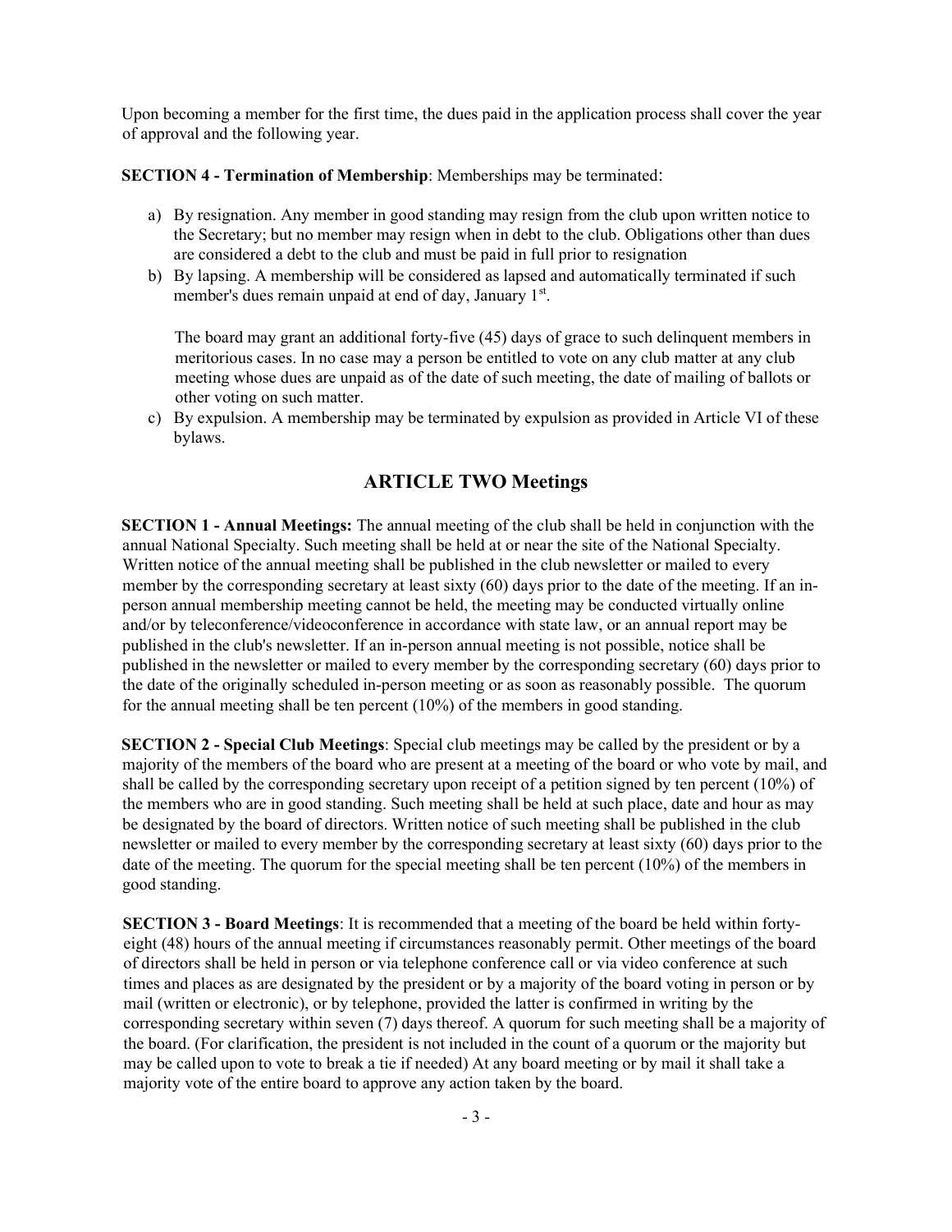Upon becoming a member for the first time, the dues paid in the application process shall cover the year of approval and the following year.

**SECTION 4 - Termination of Membership**: Memberships may be terminated:

a) By resignation. Any member in good standing may resign from the club upon written notice to the Secretary; but no member may resign when in debt to the club. Obligations other than dues are considered a debt to the club and must be paid in full prior to resignation
b) By lapsing. A membership will be considered as lapsed and automatically terminated if such member's dues remain unpaid at end of day, January 1st.

   The board may grant an additional forty-five (45) days of grace to such delinquent members in meritorious cases. In no case may a person be entitled to vote on any club matter at any club meeting whose dues are unpaid as of the date of such meeting, the date of mailing of ballots or other voting on such matter.
c) By expulsion. A membership may be terminated by expulsion as provided in Article VI of these bylaws.

## ARTICLE TWO Meetings

**SECTION 1 - Annual Meetings:** The annual meeting of the club shall be held in conjunction with the annual National Specialty. Such meeting shall be held at or near the site of the National Specialty. Written notice of the annual meeting shall be published in the club newsletter or mailed to every member by the corresponding secretary at least sixty (60) days prior to the date of the meeting. If an in-person annual membership meeting cannot be held, the meeting may be conducted virtually online and/or by teleconference/videoconference in accordance with state law, or an annual report may be published in the club's newsletter. If an in-person annual meeting is not possible, notice shall be published in the newsletter or mailed to every member by the corresponding secretary (60) days prior to the date of the originally scheduled in-person meeting or as soon as reasonably possible. The quorum for the annual meeting shall be ten percent (10%) of the members in good standing.

**SECTION 2 - Special Club Meetings**: Special club meetings may be called by the president or by a majority of the members of the board who are present at a meeting of the board or who vote by mail, and shall be called by the corresponding secretary upon receipt of a petition signed by ten percent (10%) of the members who are in good standing. Such meeting shall be held at such place, date and hour as may be designated by the board of directors. Written notice of such meeting shall be published in the club newsletter or mailed to every member by the corresponding secretary at least sixty (60) days prior to the date of the meeting. The quorum for the special meeting shall be ten percent (10%) of the members in good standing.

**SECTION 3 - Board Meetings**: It is recommended that a meeting of the board be held within forty-eight (48) hours of the annual meeting if circumstances reasonably permit. Other meetings of the board of directors shall be held in person or via telephone conference call or via video conference at such times and places as are designated by the president or by a majority of the board voting in person or by mail (written or electronic), or by telephone, provided the latter is confirmed in writing by the corresponding secretary within seven (7) days thereof. A quorum for such meeting shall be a majority of the board. (For clarification, the president is not included in the count of a quorum or the majority but may be called upon to vote to break a tie if needed) At any board meeting or by mail it shall take a majority vote of the entire board to approve any action taken by the board.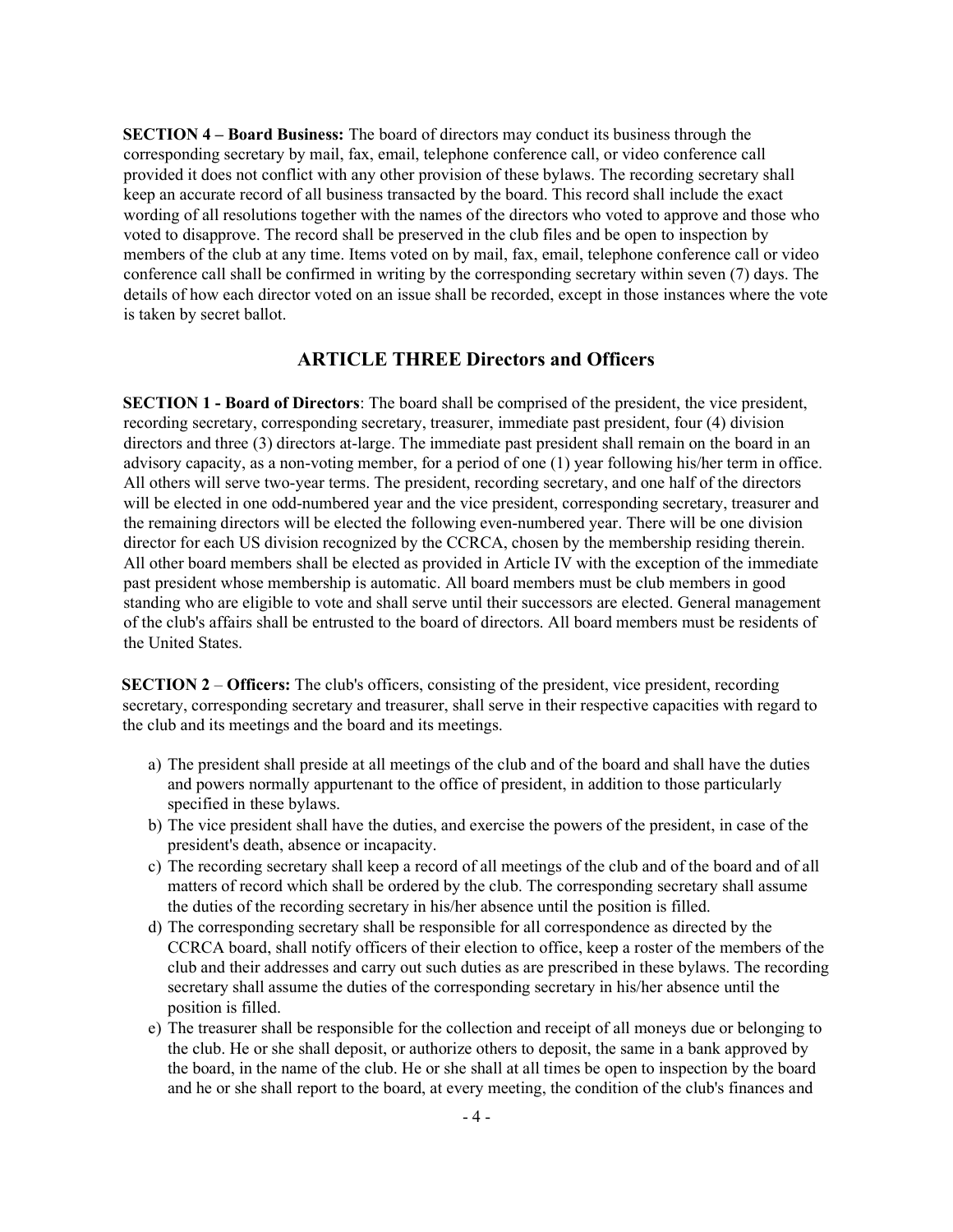**SECTION 4 – Board Business:** The board of directors may conduct its business through the corresponding secretary by mail, fax, email, telephone conference call, or video conference call provided it does not conflict with any other provision of these bylaws. The recording secretary shall keep an accurate record of all business transacted by the board. This record shall include the exact wording of all resolutions together with the names of the directors who voted to approve and those who voted to disapprove. The record shall be preserved in the club files and be open to inspection by members of the club at any time. Items voted on by mail, fax, email, telephone conference call or video conference call shall be confirmed in writing by the corresponding secretary within seven (7) days. The details of how each director voted on an issue shall be recorded, except in those instances where the vote is taken by secret ballot.

## ARTICLE THREE Directors and Officers

**SECTION 1 - Board of Directors**: The board shall be comprised of the president, the vice president, recording secretary, corresponding secretary, treasurer, immediate past president, four (4) division directors and three (3) directors at-large. The immediate past president shall remain on the board in an advisory capacity, as a non-voting member, for a period of one (1) year following his/her term in office. All others will serve two-year terms. The president, recording secretary, and one half of the directors will be elected in one odd-numbered year and the vice president, corresponding secretary, treasurer and the remaining directors will be elected the following even-numbered year. There will be one division director for each US division recognized by the CCRCA, chosen by the membership residing therein. All other board members shall be elected as provided in Article IV with the exception of the immediate past president whose membership is automatic. All board members must be club members in good standing who are eligible to vote and shall serve until their successors are elected. General management of the club's affairs shall be entrusted to the board of directors. All board members must be residents of the United States.

**SECTION 2** – **Officers:** The club's officers, consisting of the president, vice president, recording secretary, corresponding secretary and treasurer, shall serve in their respective capacities with regard to the club and its meetings and the board and its meetings.

a) The president shall preside at all meetings of the club and of the board and shall have the duties and powers normally appurtenant to the office of president, in addition to those particularly specified in these bylaws.
b) The vice president shall have the duties, and exercise the powers of the president, in case of the president's death, absence or incapacity.
c) The recording secretary shall keep a record of all meetings of the club and of the board and of all matters of record which shall be ordered by the club. The corresponding secretary shall assume the duties of the recording secretary in his/her absence until the position is filled.
d) The corresponding secretary shall be responsible for all correspondence as directed by the CCRCA board, shall notify officers of their election to office, keep a roster of the members of the club and their addresses and carry out such duties as are prescribed in these bylaws. The recording secretary shall assume the duties of the corresponding secretary in his/her absence until the position is filled.
e) The treasurer shall be responsible for the collection and receipt of all moneys due or belonging to the club. He or she shall deposit, or authorize others to deposit, the same in a bank approved by the board, in the name of the club. He or she shall at all times be open to inspection by the board and he or she shall report to the board, at every meeting, the condition of the club's finances and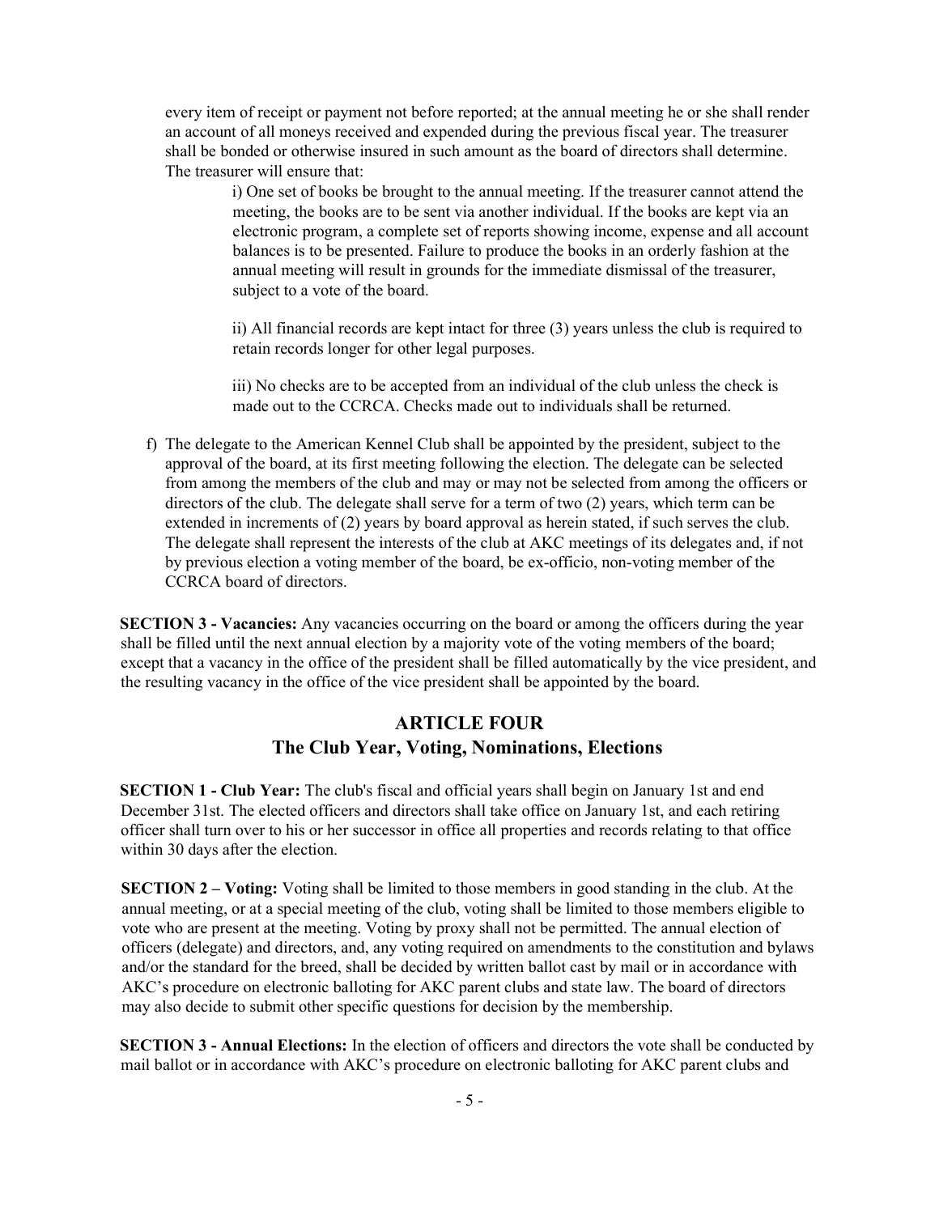every item of receipt or payment not before reported; at the annual meeting he or she shall render an account of all moneys received and expended during the previous fiscal year. The treasurer shall be bonded or otherwise insured in such amount as the board of directors shall determine. The treasurer will ensure that:

> i) One set of books be brought to the annual meeting. If the treasurer cannot attend the meeting, the books are to be sent via another individual. If the books are kept via an electronic program, a complete set of reports showing income, expense and all account balances is to be presented. Failure to produce the books in an orderly fashion at the annual meeting will result in grounds for the immediate dismissal of the treasurer, subject to a vote of the board.
>
> ii) All financial records are kept intact for three (3) years unless the club is required to retain records longer for other legal purposes.
>
> iii) No checks are to be accepted from an individual of the club unless the check is made out to the CCRCA. Checks made out to individuals shall be returned.

f) The delegate to the American Kennel Club shall be appointed by the president, subject to the approval of the board, at its first meeting following the election. The delegate can be selected from among the members of the club and may or may not be selected from among the officers or directors of the club. The delegate shall serve for a term of two (2) years, which term can be extended in increments of (2) years by board approval as herein stated, if such serves the club. The delegate shall represent the interests of the club at AKC meetings of its delegates and, if not by previous election a voting member of the board, be ex-officio, non-voting member of the CCRCA board of directors.

**SECTION 3 - Vacancies:** Any vacancies occurring on the board or among the officers during the year shall be filled until the next annual election by a majority vote of the voting members of the board; except that a vacancy in the office of the president shall be filled automatically by the vice president, and the resulting vacancy in the office of the vice president shall be appointed by the board.

## ARTICLE FOUR
## The Club Year, Voting, Nominations, Elections

**SECTION 1 - Club Year:** The club's fiscal and official years shall begin on January 1st and end December 31st. The elected officers and directors shall take office on January 1st, and each retiring officer shall turn over to his or her successor in office all properties and records relating to that office within 30 days after the election.

**SECTION 2 – Voting:** Voting shall be limited to those members in good standing in the club. At the annual meeting, or at a special meeting of the club, voting shall be limited to those members eligible to vote who are present at the meeting. Voting by proxy shall not be permitted. The annual election of officers (delegate) and directors, and, any voting required on amendments to the constitution and bylaws and/or the standard for the breed, shall be decided by written ballot cast by mail or in accordance with AKC's procedure on electronic balloting for AKC parent clubs and state law. The board of directors may also decide to submit other specific questions for decision by the membership.

**SECTION 3 - Annual Elections:** In the election of officers and directors the vote shall be conducted by mail ballot or in accordance with AKC's procedure on electronic balloting for AKC parent clubs and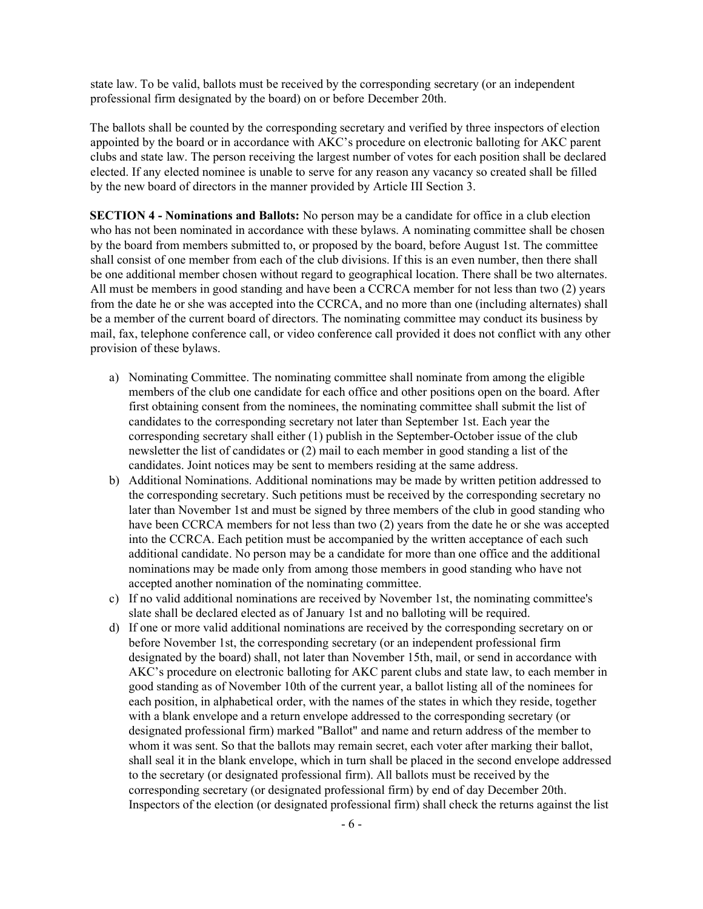state law. To be valid, ballots must be received by the corresponding secretary (or an independent professional firm designated by the board) on or before December 20th.

The ballots shall be counted by the corresponding secretary and verified by three inspectors of election appointed by the board or in accordance with AKC's procedure on electronic balloting for AKC parent clubs and state law. The person receiving the largest number of votes for each position shall be declared elected. If any elected nominee is unable to serve for any reason any vacancy so created shall be filled by the new board of directors in the manner provided by Article III Section 3.

**SECTION 4 - Nominations and Ballots:** No person may be a candidate for office in a club election who has not been nominated in accordance with these bylaws. A nominating committee shall be chosen by the board from members submitted to, or proposed by the board, before August 1st. The committee shall consist of one member from each of the club divisions. If this is an even number, then there shall be one additional member chosen without regard to geographical location. There shall be two alternates. All must be members in good standing and have been a CCRCA member for not less than two (2) years from the date he or she was accepted into the CCRCA, and no more than one (including alternates) shall be a member of the current board of directors. The nominating committee may conduct its business by mail, fax, telephone conference call, or video conference call provided it does not conflict with any other provision of these bylaws.

a) Nominating Committee. The nominating committee shall nominate from among the eligible members of the club one candidate for each office and other positions open on the board. After first obtaining consent from the nominees, the nominating committee shall submit the list of candidates to the corresponding secretary not later than September 1st. Each year the corresponding secretary shall either (1) publish in the September-October issue of the club newsletter the list of candidates or (2) mail to each member in good standing a list of the candidates. Joint notices may be sent to members residing at the same address.
b) Additional Nominations. Additional nominations may be made by written petition addressed to the corresponding secretary. Such petitions must be received by the corresponding secretary no later than November 1st and must be signed by three members of the club in good standing who have been CCRCA members for not less than two (2) years from the date he or she was accepted into the CCRCA. Each petition must be accompanied by the written acceptance of each such additional candidate. No person may be a candidate for more than one office and the additional nominations may be made only from among those members in good standing who have not accepted another nomination of the nominating committee.
c) If no valid additional nominations are received by November 1st, the nominating committee's slate shall be declared elected as of January 1st and no balloting will be required.
d) If one or more valid additional nominations are received by the corresponding secretary on or before November 1st, the corresponding secretary (or an independent professional firm designated by the board) shall, not later than November 15th, mail, or send in accordance with AKC's procedure on electronic balloting for AKC parent clubs and state law, to each member in good standing as of November 10th of the current year, a ballot listing all of the nominees for each position, in alphabetical order, with the names of the states in which they reside, together with a blank envelope and a return envelope addressed to the corresponding secretary (or designated professional firm) marked "Ballot" and name and return address of the member to whom it was sent. So that the ballots may remain secret, each voter after marking their ballot, shall seal it in the blank envelope, which in turn shall be placed in the second envelope addressed to the secretary (or designated professional firm). All ballots must be received by the corresponding secretary (or designated professional firm) by end of day December 20th. Inspectors of the election (or designated professional firm) shall check the returns against the list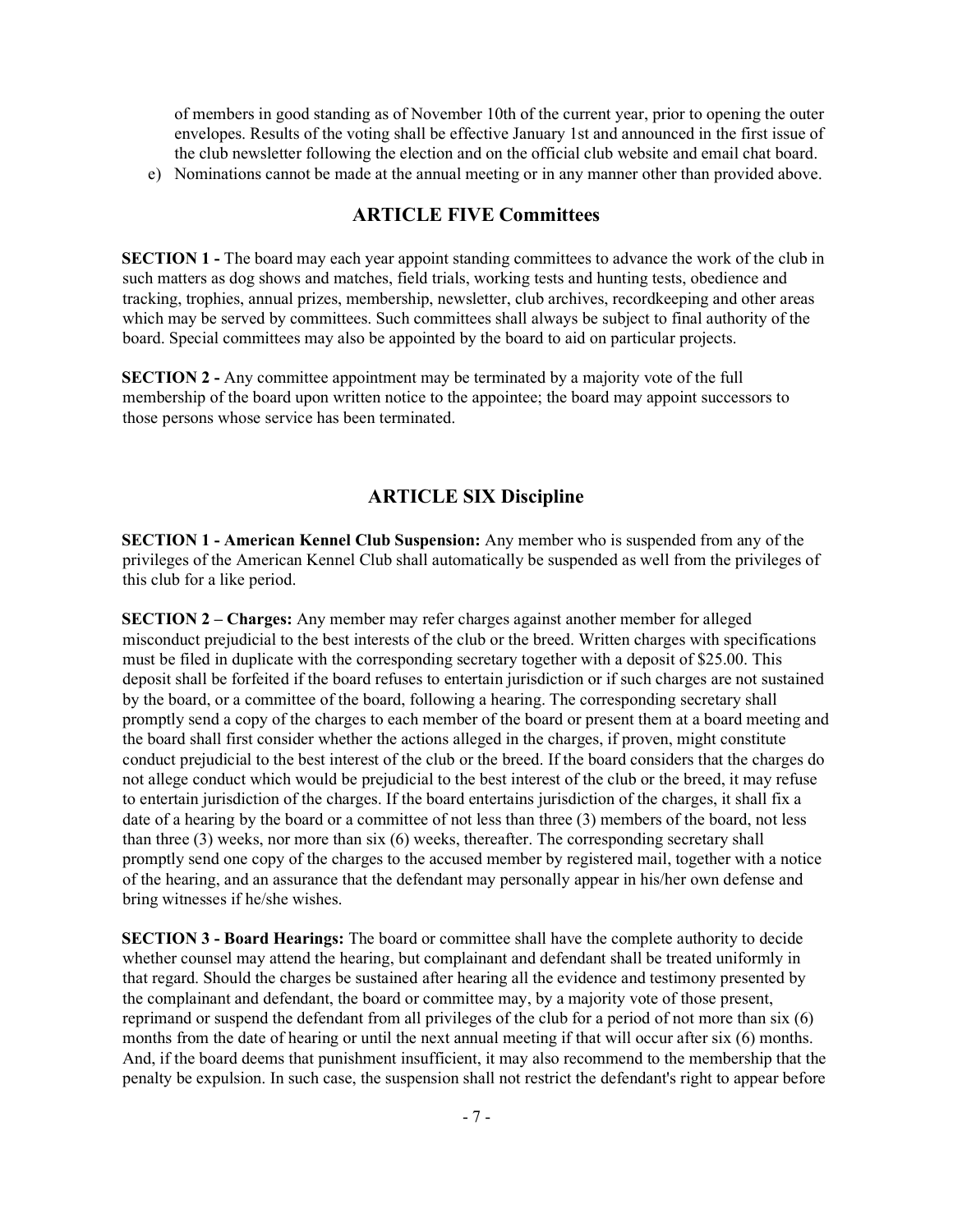of members in good standing as of November 10th of the current year, prior to opening the outer envelopes. Results of the voting shall be effective January 1st and announced in the first issue of the club newsletter following the election and on the official club website and email chat board.

e) Nominations cannot be made at the annual meeting or in any manner other than provided above.

## ARTICLE FIVE Committees

**SECTION 1 -** The board may each year appoint standing committees to advance the work of the club in such matters as dog shows and matches, field trials, working tests and hunting tests, obedience and tracking, trophies, annual prizes, membership, newsletter, club archives, recordkeeping and other areas which may be served by committees. Such committees shall always be subject to final authority of the board. Special committees may also be appointed by the board to aid on particular projects.

**SECTION 2 -** Any committee appointment may be terminated by a majority vote of the full membership of the board upon written notice to the appointee; the board may appoint successors to those persons whose service has been terminated.

## ARTICLE SIX Discipline

**SECTION 1 - American Kennel Club Suspension:** Any member who is suspended from any of the privileges of the American Kennel Club shall automatically be suspended as well from the privileges of this club for a like period.

**SECTION 2 – Charges:** Any member may refer charges against another member for alleged misconduct prejudicial to the best interests of the club or the breed. Written charges with specifications must be filed in duplicate with the corresponding secretary together with a deposit of $25.00. This deposit shall be forfeited if the board refuses to entertain jurisdiction or if such charges are not sustained by the board, or a committee of the board, following a hearing. The corresponding secretary shall promptly send a copy of the charges to each member of the board or present them at a board meeting and the board shall first consider whether the actions alleged in the charges, if proven, might constitute conduct prejudicial to the best interest of the club or the breed. If the board considers that the charges do not allege conduct which would be prejudicial to the best interest of the club or the breed, it may refuse to entertain jurisdiction of the charges. If the board entertains jurisdiction of the charges, it shall fix a date of a hearing by the board or a committee of not less than three (3) members of the board, not less than three (3) weeks, nor more than six (6) weeks, thereafter. The corresponding secretary shall promptly send one copy of the charges to the accused member by registered mail, together with a notice of the hearing, and an assurance that the defendant may personally appear in his/her own defense and bring witnesses if he/she wishes.

**SECTION 3 - Board Hearings:** The board or committee shall have the complete authority to decide whether counsel may attend the hearing, but complainant and defendant shall be treated uniformly in that regard. Should the charges be sustained after hearing all the evidence and testimony presented by the complainant and defendant, the board or committee may, by a majority vote of those present, reprimand or suspend the defendant from all privileges of the club for a period of not more than six (6) months from the date of hearing or until the next annual meeting if that will occur after six (6) months. And, if the board deems that punishment insufficient, it may also recommend to the membership that the penalty be expulsion. In such case, the suspension shall not restrict the defendant's right to appear before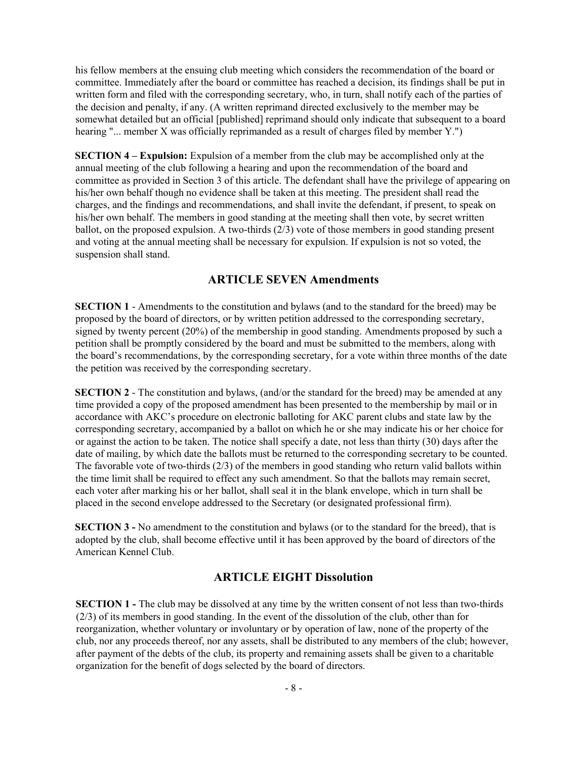his fellow members at the ensuing club meeting which considers the recommendation of the board or committee. Immediately after the board or committee has reached a decision, its findings shall be put in written form and filed with the corresponding secretary, who, in turn, shall notify each of the parties of the decision and penalty, if any. (A written reprimand directed exclusively to the member may be somewhat detailed but an official [published] reprimand should only indicate that subsequent to a board hearing "... member X was officially reprimanded as a result of charges filed by member Y.")

**SECTION 4 – Expulsion:** Expulsion of a member from the club may be accomplished only at the annual meeting of the club following a hearing and upon the recommendation of the board and committee as provided in Section 3 of this article. The defendant shall have the privilege of appearing on his/her own behalf though no evidence shall be taken at this meeting. The president shall read the charges, and the findings and recommendations, and shall invite the defendant, if present, to speak on his/her own behalf. The members in good standing at the meeting shall then vote, by secret written ballot, on the proposed expulsion. A two-thirds (2/3) vote of those members in good standing present and voting at the annual meeting shall be necessary for expulsion. If expulsion is not so voted, the suspension shall stand.

## ARTICLE SEVEN Amendments

**SECTION 1** - Amendments to the constitution and bylaws (and to the standard for the breed) may be proposed by the board of directors, or by written petition addressed to the corresponding secretary, signed by twenty percent (20%) of the membership in good standing. Amendments proposed by such a petition shall be promptly considered by the board and must be submitted to the members, along with the board's recommendations, by the corresponding secretary, for a vote within three months of the date the petition was received by the corresponding secretary.

**SECTION 2** - The constitution and bylaws, (and/or the standard for the breed) may be amended at any time provided a copy of the proposed amendment has been presented to the membership by mail or in accordance with AKC's procedure on electronic balloting for AKC parent clubs and state law by the corresponding secretary, accompanied by a ballot on which he or she may indicate his or her choice for or against the action to be taken. The notice shall specify a date, not less than thirty (30) days after the date of mailing, by which date the ballots must be returned to the corresponding secretary to be counted. The favorable vote of two-thirds (2/3) of the members in good standing who return valid ballots within the time limit shall be required to effect any such amendment. So that the ballots may remain secret, each voter after marking his or her ballot, shall seal it in the blank envelope, which in turn shall be placed in the second envelope addressed to the Secretary (or designated professional firm).

**SECTION 3 -** No amendment to the constitution and bylaws (or to the standard for the breed), that is adopted by the club, shall become effective until it has been approved by the board of directors of the American Kennel Club.

## ARTICLE EIGHT Dissolution

**SECTION 1 -** The club may be dissolved at any time by the written consent of not less than two-thirds (2/3) of its members in good standing. In the event of the dissolution of the club, other than for reorganization, whether voluntary or involuntary or by operation of law, none of the property of the club, nor any proceeds thereof, nor any assets, shall be distributed to any members of the club; however, after payment of the debts of the club, its property and remaining assets shall be given to a charitable organization for the benefit of dogs selected by the board of directors.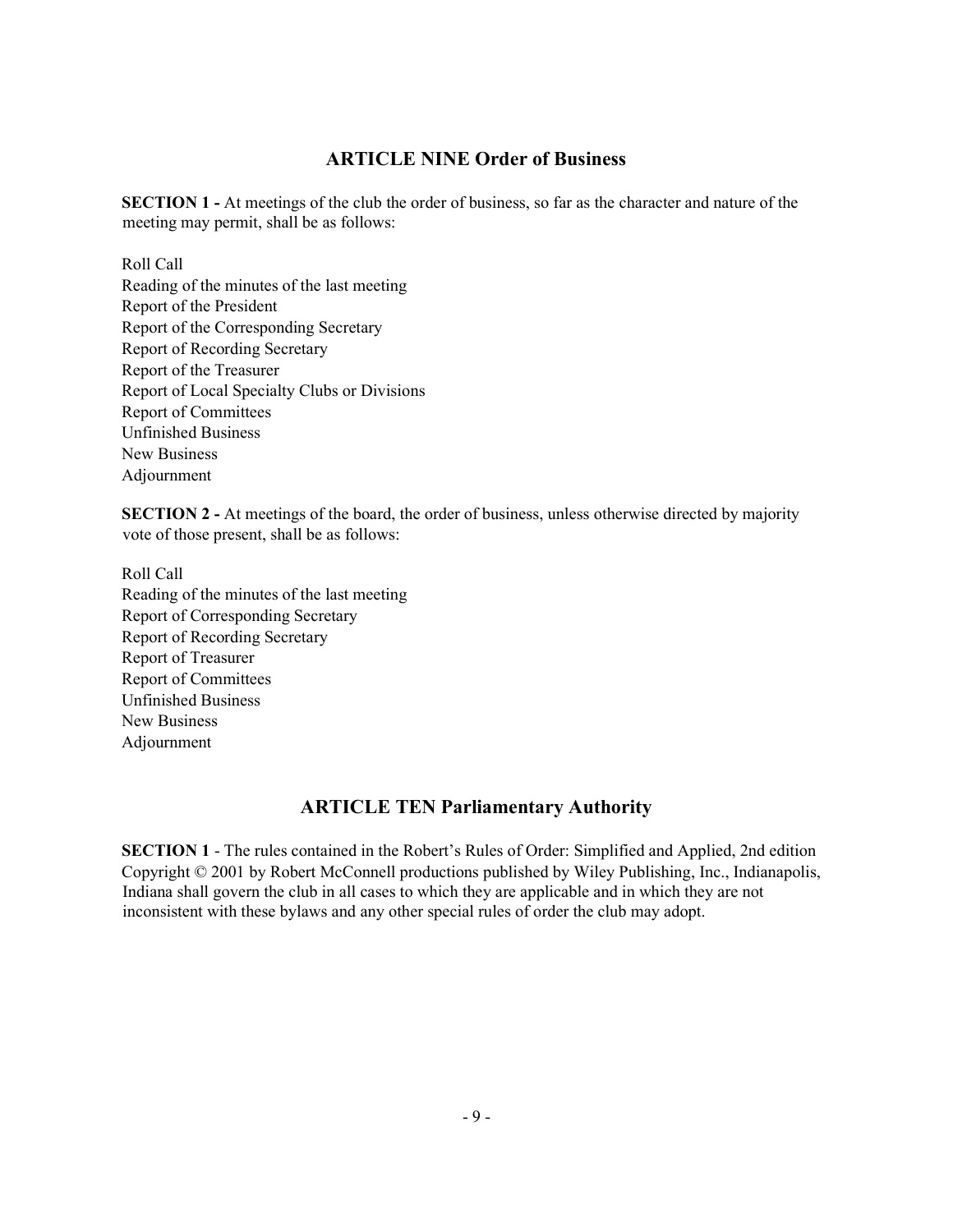## ARTICLE NINE Order of Business

**SECTION 1 -** At meetings of the club the order of business, so far as the character and nature of the meeting may permit, shall be as follows:

Roll Call
Reading of the minutes of the last meeting
Report of the President
Report of the Corresponding Secretary
Report of Recording Secretary
Report of the Treasurer
Report of Local Specialty Clubs or Divisions
Report of Committees
Unfinished Business
New Business
Adjournment

**SECTION 2 -** At meetings of the board, the order of business, unless otherwise directed by majority vote of those present, shall be as follows:

Roll Call
Reading of the minutes of the last meeting
Report of Corresponding Secretary
Report of Recording Secretary
Report of Treasurer
Report of Committees
Unfinished Business
New Business
Adjournment

## ARTICLE TEN Parliamentary Authority

**SECTION 1** - The rules contained in the Robert's Rules of Order: Simplified and Applied, 2nd edition Copyright © 2001 by Robert McConnell productions published by Wiley Publishing, Inc., Indianapolis, Indiana shall govern the club in all cases to which they are applicable and in which they are not inconsistent with these bylaws and any other special rules of order the club may adopt.